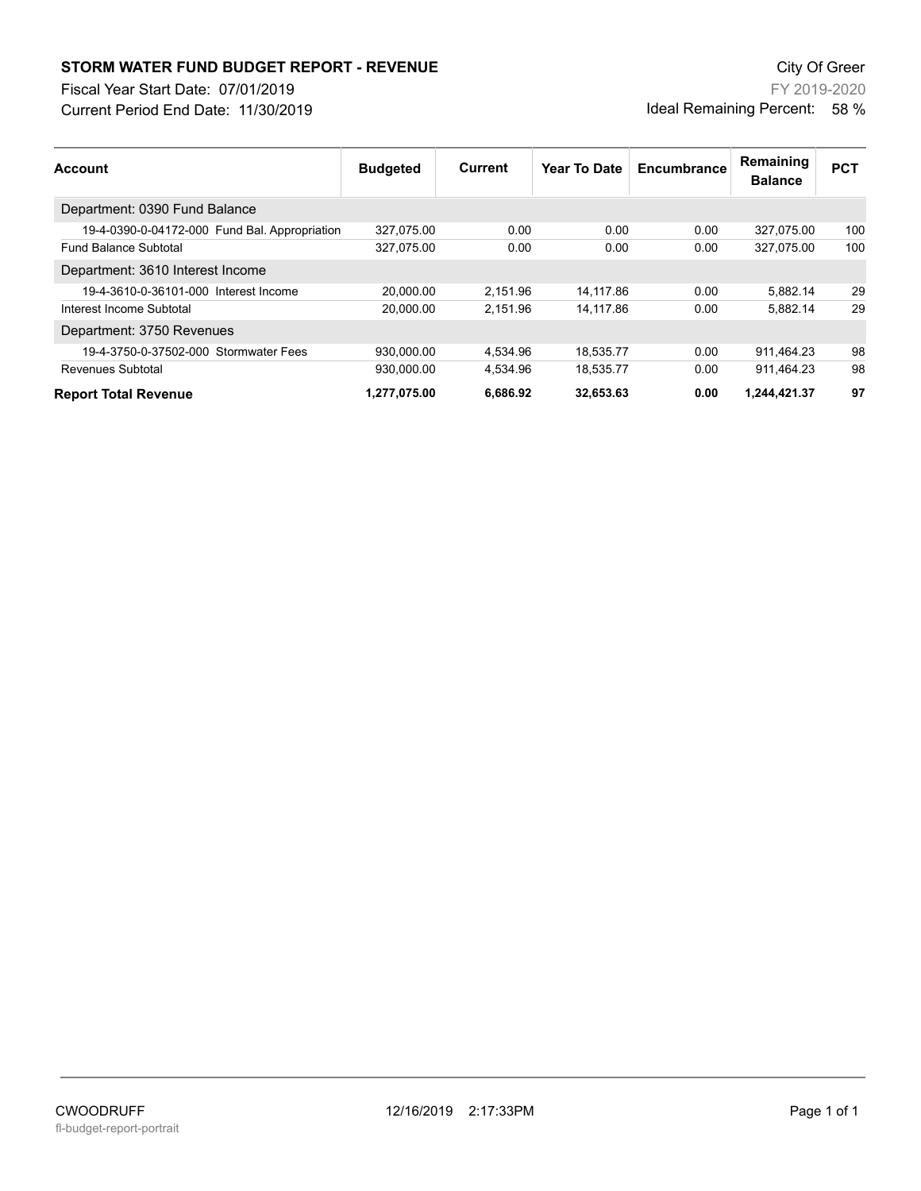# STORM WATER FUND BUDGET REPORT - REVENUE

City Of Greer

Fiscal Year Start Date: 07/01/2019

FY 2019-2020

Current Period End Date: 11/30/2019

Ideal Remaining Percent: 58 %

| Account | Budgeted | Current | Year To Date | Encumbrance | Remaining Balance | PCT |
|---|---|---|---|---|---|---|
| Department: 0390 Fund Balance | | | | | | |
| 19-4-0390-0-04172-000 Fund Bal. Appropriation | 327,075.00 | 0.00 | 0.00 | 0.00 | 327,075.00 | 100 |
| Fund Balance Subtotal | 327,075.00 | 0.00 | 0.00 | 0.00 | 327,075.00 | 100 |
| Department: 3610 Interest Income | | | | | | |
| 19-4-3610-0-36101-000 Interest Income | 20,000.00 | 2,151.96 | 14,117.86 | 0.00 | 5,882.14 | 29 |
| Interest Income Subtotal | 20,000.00 | 2,151.96 | 14,117.86 | 0.00 | 5,882.14 | 29 |
| Department: 3750 Revenues | | | | | | |
| 19-4-3750-0-37502-000 Stormwater Fees | 930,000.00 | 4,534.96 | 18,535.77 | 0.00 | 911,464.23 | 98 |
| Revenues Subtotal | 930,000.00 | 4,534.96 | 18,535.77 | 0.00 | 911,464.23 | 98 |
| **Report Total Revenue** | **1,277,075.00** | **6,686.92** | **32,653.63** | **0.00** | **1,244,421.37** | **97** |

CWOODRUFF 12/16/2019 2:17:33PM

fl-budget-report-portrait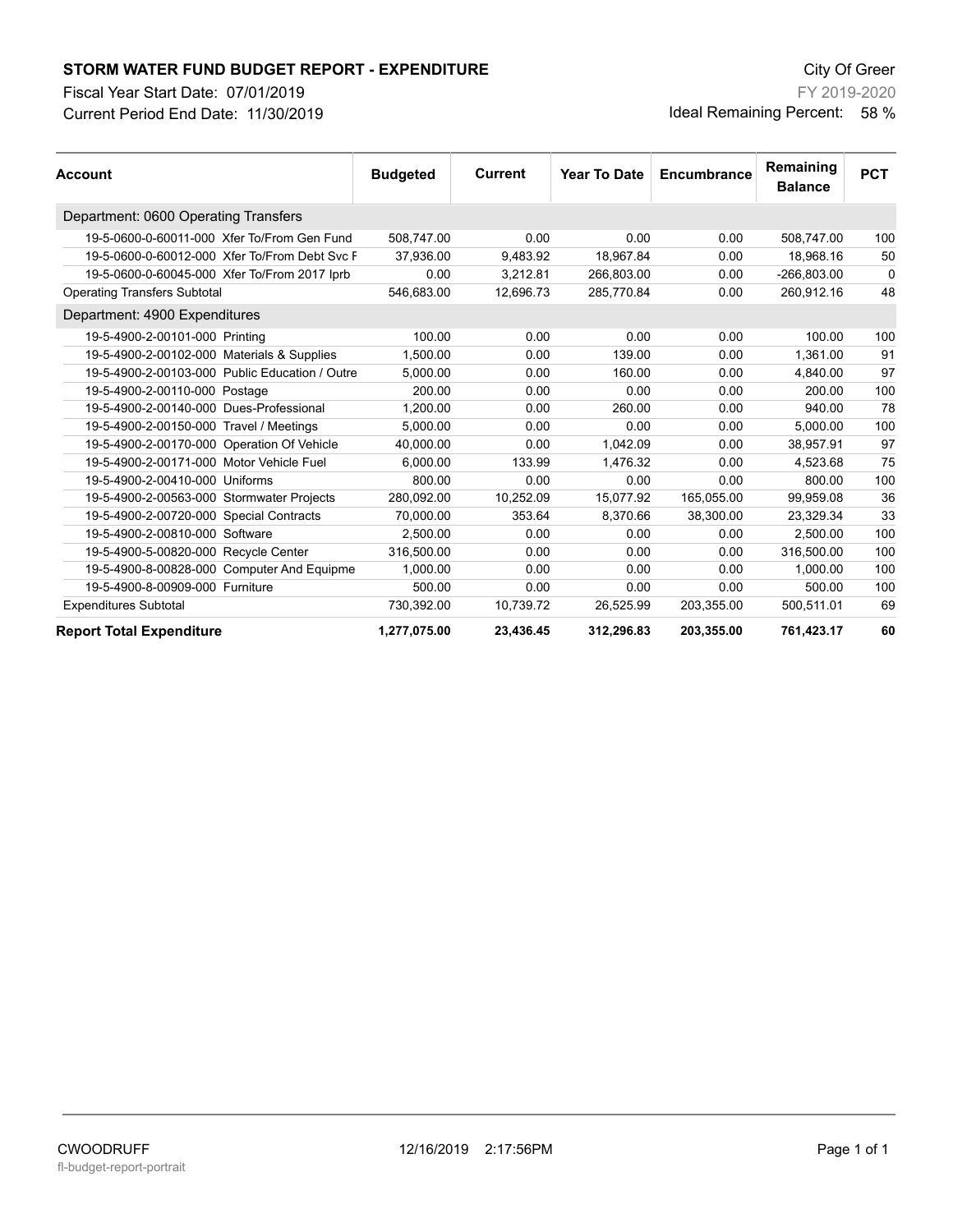**STORM WATER FUND BUDGET REPORT - EXPENDITURE**

City Of Greer

Fiscal Year Start Date: 07/01/2019

FY 2019-2020

Current Period End Date: 11/30/2019

Ideal Remaining Percent: 58 %

| Account | Budgeted | Current | Year To Date | Encumbrance | Remaining Balance | PCT |
|---|---|---|---|---|---|---|
| Department: 0600 Operating Transfers | | | | | | |
| 19-5-0600-0-60011-000 Xfer To/From Gen Fund | 508,747.00 | 0.00 | 0.00 | 0.00 | 508,747.00 | 100 |
| 19-5-0600-0-60012-000 Xfer To/From Debt Svc F | 37,936.00 | 9,483.92 | 18,967.84 | 0.00 | 18,968.16 | 50 |
| 19-5-0600-0-60045-000 Xfer To/From 2017 Iprb | 0.00 | 3,212.81 | 266,803.00 | 0.00 | -266,803.00 | 0 |
| Operating Transfers Subtotal | 546,683.00 | 12,696.73 | 285,770.84 | 0.00 | 260,912.16 | 48 |
| Department: 4900 Expenditures | | | | | | |
| 19-5-4900-2-00101-000 Printing | 100.00 | 0.00 | 0.00 | 0.00 | 100.00 | 100 |
| 19-5-4900-2-00102-000 Materials & Supplies | 1,500.00 | 0.00 | 139.00 | 0.00 | 1,361.00 | 91 |
| 19-5-4900-2-00103-000 Public Education / Outre | 5,000.00 | 0.00 | 160.00 | 0.00 | 4,840.00 | 97 |
| 19-5-4900-2-00110-000 Postage | 200.00 | 0.00 | 0.00 | 0.00 | 200.00 | 100 |
| 19-5-4900-2-00140-000 Dues-Professional | 1,200.00 | 0.00 | 260.00 | 0.00 | 940.00 | 78 |
| 19-5-4900-2-00150-000 Travel / Meetings | 5,000.00 | 0.00 | 0.00 | 0.00 | 5,000.00 | 100 |
| 19-5-4900-2-00170-000 Operation Of Vehicle | 40,000.00 | 0.00 | 1,042.09 | 0.00 | 38,957.91 | 97 |
| 19-5-4900-2-00171-000 Motor Vehicle Fuel | 6,000.00 | 133.99 | 1,476.32 | 0.00 | 4,523.68 | 75 |
| 19-5-4900-2-00410-000 Uniforms | 800.00 | 0.00 | 0.00 | 0.00 | 800.00 | 100 |
| 19-5-4900-2-00563-000 Stormwater Projects | 280,092.00 | 10,252.09 | 15,077.92 | 165,055.00 | 99,959.08 | 36 |
| 19-5-4900-2-00720-000 Special Contracts | 70,000.00 | 353.64 | 8,370.66 | 38,300.00 | 23,329.34 | 33 |
| 19-5-4900-2-00810-000 Software | 2,500.00 | 0.00 | 0.00 | 0.00 | 2,500.00 | 100 |
| 19-5-4900-5-00820-000 Recycle Center | 316,500.00 | 0.00 | 0.00 | 0.00 | 316,500.00 | 100 |
| 19-5-4900-8-00828-000 Computer And Equipme | 1,000.00 | 0.00 | 0.00 | 0.00 | 1,000.00 | 100 |
| 19-5-4900-8-00909-000 Furniture | 500.00 | 0.00 | 0.00 | 0.00 | 500.00 | 100 |
| Expenditures Subtotal | 730,392.00 | 10,739.72 | 26,525.99 | 203,355.00 | 500,511.01 | 69 |
| **Report Total Expenditure** | **1,277,075.00** | **23,436.45** | **312,296.83** | **203,355.00** | **761,423.17** | **60** |

CWOODRUFF 12/16/2019 2:17:56PM

fl-budget-report-portrait